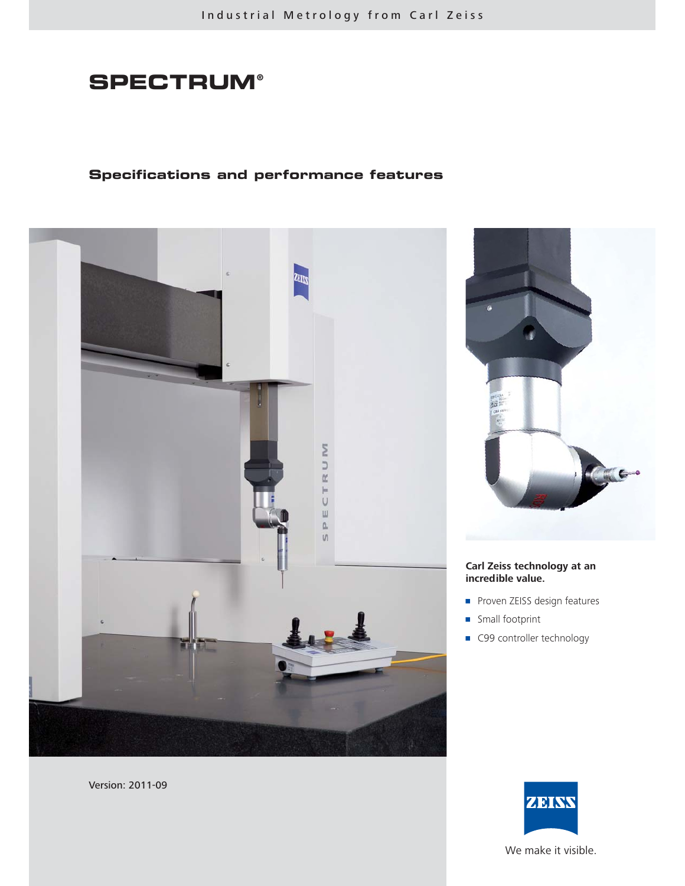Industrial Metrology from Carl Zeiss

# SPECTRUM®

## Specifications and performance features

**Carl Zeiss technology at an incredible value.**

- Proven ZEISS design features
- Small footprint
- C99 controller technology

Version: 2011-09

We make it visible.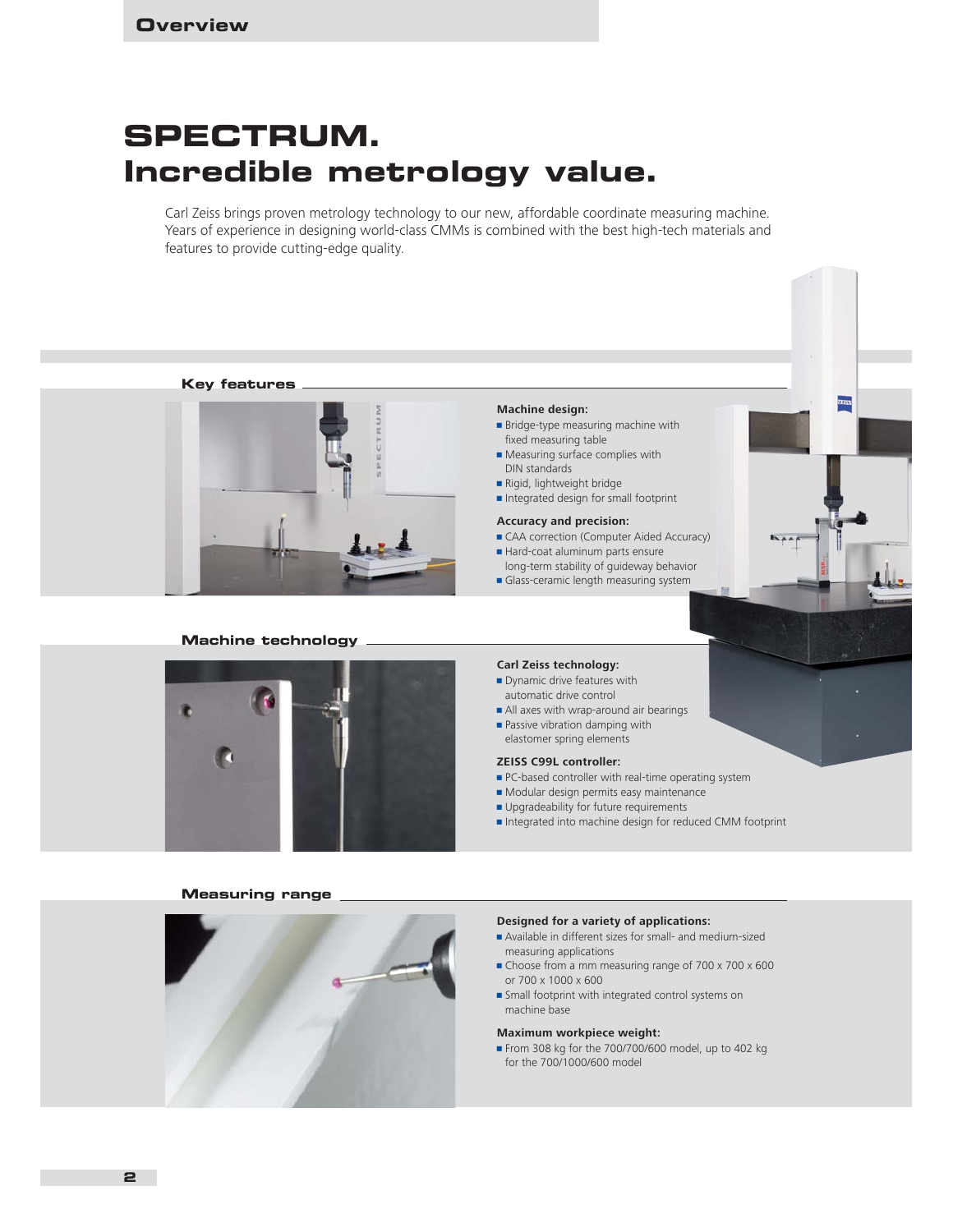# SPECTRUM.
# Incredible metrology value.

Carl Zeiss brings proven metrology technology to our new, affordable coordinate measuring machine. Years of experience in designing world-class CMMs is combined with the best high-tech materials and features to provide cutting-edge quality.

## Key features

**Machine design:**
- Bridge-type measuring machine with fixed measuring table
- Measuring surface complies with DIN standards
- Rigid, lightweight bridge
- Integrated design for small footprint

**Accuracy and precision:**
- CAA correction (Computer Aided Accuracy)
- Hard-coat aluminum parts ensure long-term stability of guideway behavior
- Glass-ceramic length measuring system

## Machine technology

**Carl Zeiss technology:**
- Dynamic drive features with automatic drive control
- All axes with wrap-around air bearings
- Passive vibration damping with elastomer spring elements

**ZEISS C99L controller:**
- PC-based controller with real-time operating system
- Modular design permits easy maintenance
- Upgradeability for future requirements
- Integrated into machine design for reduced CMM footprint

## Measuring range

**Designed for a variety of applications:**
- Available in different sizes for small- and medium-sized measuring applications
- Choose from a mm measuring range of 700 x 700 x 600 or 700 x 1000 x 600
- Small footprint with integrated control systems on machine base

**Maximum workpiece weight:**
- From 308 kg for the 700/700/600 model, up to 402 kg for the 700/1000/600 model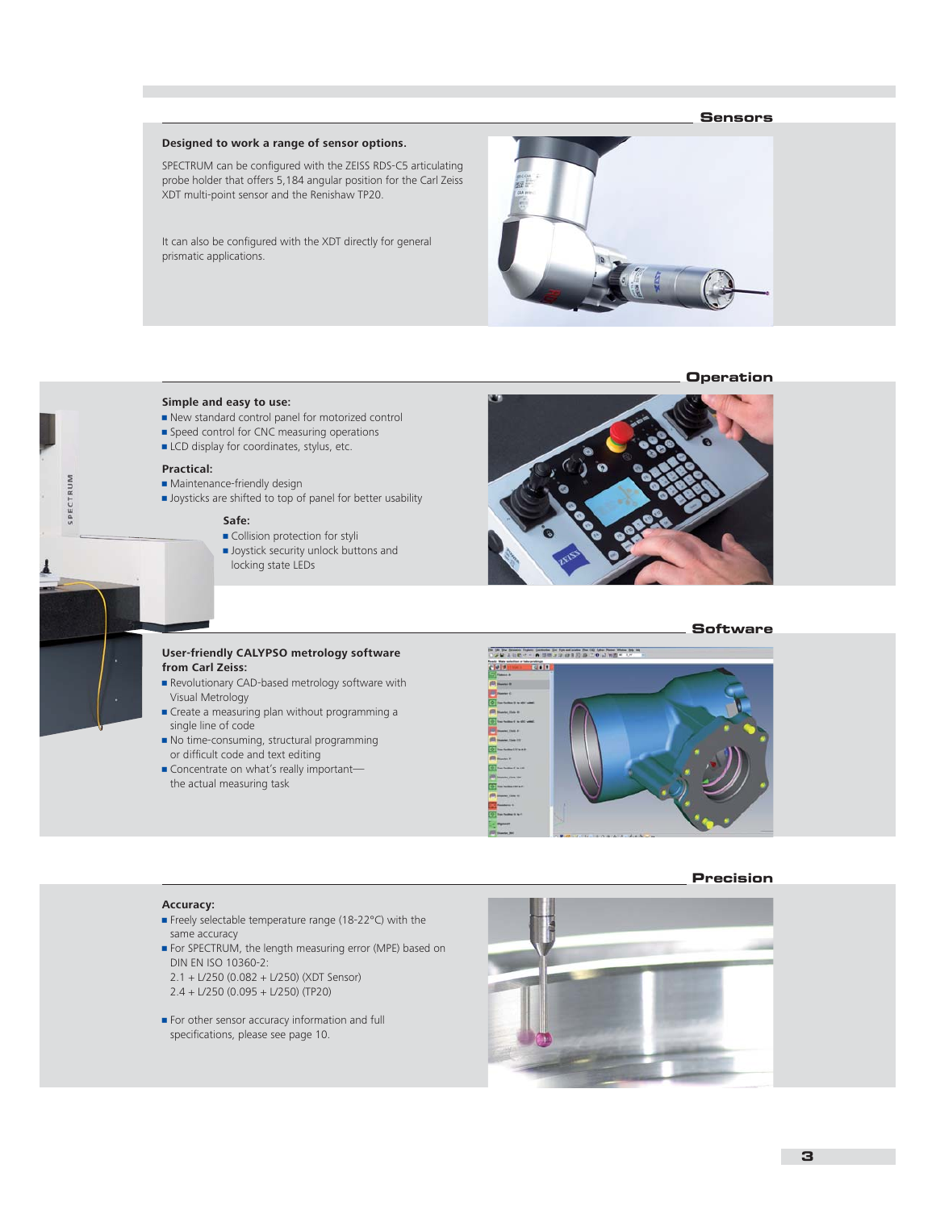## Sensors

**Designed to work a range of sensor options.**

SPECTRUM can be configured with the ZEISS RDS-C5 articulating probe holder that offers 5,184 angular position for the Carl Zeiss XDT multi-point sensor and the Renishaw TP20.

It can also be configured with the XDT directly for general prismatic applications.

## Operation

**Simple and easy to use:**

- New standard control panel for motorized control
- Speed control for CNC measuring operations
- LCD display for coordinates, stylus, etc.

**Practical:**

- Maintenance-friendly design
- Joysticks are shifted to top of panel for better usability

**Safe:**

- Collision protection for styli
- Joystick security unlock buttons and locking state LEDs

## Software

**User-friendly CALYPSO metrology software from Carl Zeiss:**

- Revolutionary CAD-based metrology software with Visual Metrology
- Create a measuring plan without programming a single line of code
- No time-consuming, structural programming or difficult code and text editing
- Concentrate on what's really important—the actual measuring task

## Precision

**Accuracy:**

- Freely selectable temperature range (18-22°C) with the same accuracy
- For SPECTRUM, the length measuring error (MPE) based on DIN EN ISO 10360-2:
  2.1 + L/250 (0.082 + L/250) (XDT Sensor)
  2.4 + L/250 (0.095 + L/250) (TP20)

- For other sensor accuracy information and full specifications, please see page 10.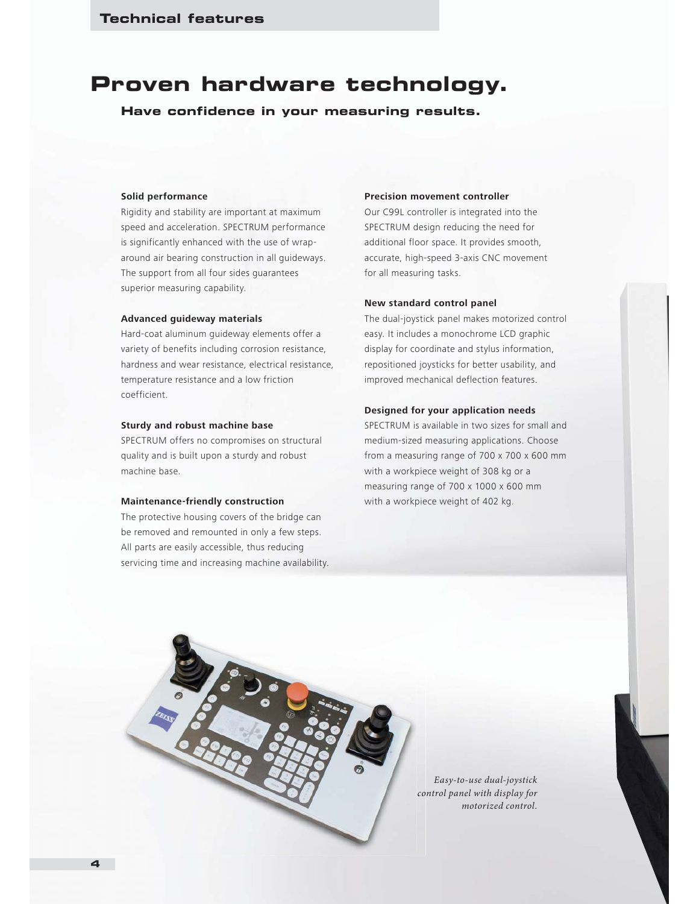## Technical features

# Proven hardware technology.

### Have confidence in your measuring results.

**Solid performance**

Rigidity and stability are important at maximum speed and acceleration. SPECTRUM performance is significantly enhanced with the use of wrap-around air bearing construction in all guideways. The support from all four sides guarantees superior measuring capability.

**Advanced guideway materials**

Hard-coat aluminum guideway elements offer a variety of benefits including corrosion resistance, hardness and wear resistance, electrical resistance, temperature resistance and a low friction coefficient.

**Sturdy and robust machine base**

SPECTRUM offers no compromises on structural quality and is built upon a sturdy and robust machine base.

**Maintenance-friendly construction**

The protective housing covers of the bridge can be removed and remounted in only a few steps. All parts are easily accessible, thus reducing servicing time and increasing machine availability.

**Precision movement controller**

Our C99L controller is integrated into the SPECTRUM design reducing the need for additional floor space. It provides smooth, accurate, high-speed 3-axis CNC movement for all measuring tasks.

**New standard control panel**

The dual-joystick panel makes motorized control easy. It includes a monochrome LCD graphic display for coordinate and stylus information, repositioned joysticks for better usability, and improved mechanical deflection features.

**Designed for your application needs**

SPECTRUM is available in two sizes for small and medium-sized measuring applications. Choose from a measuring range of 700 x 700 x 600 mm with a workpiece weight of 308 kg or a measuring range of 700 x 1000 x 600 mm with a workpiece weight of 402 kg.

*Easy-to-use dual-joystick control panel with display for motorized control.*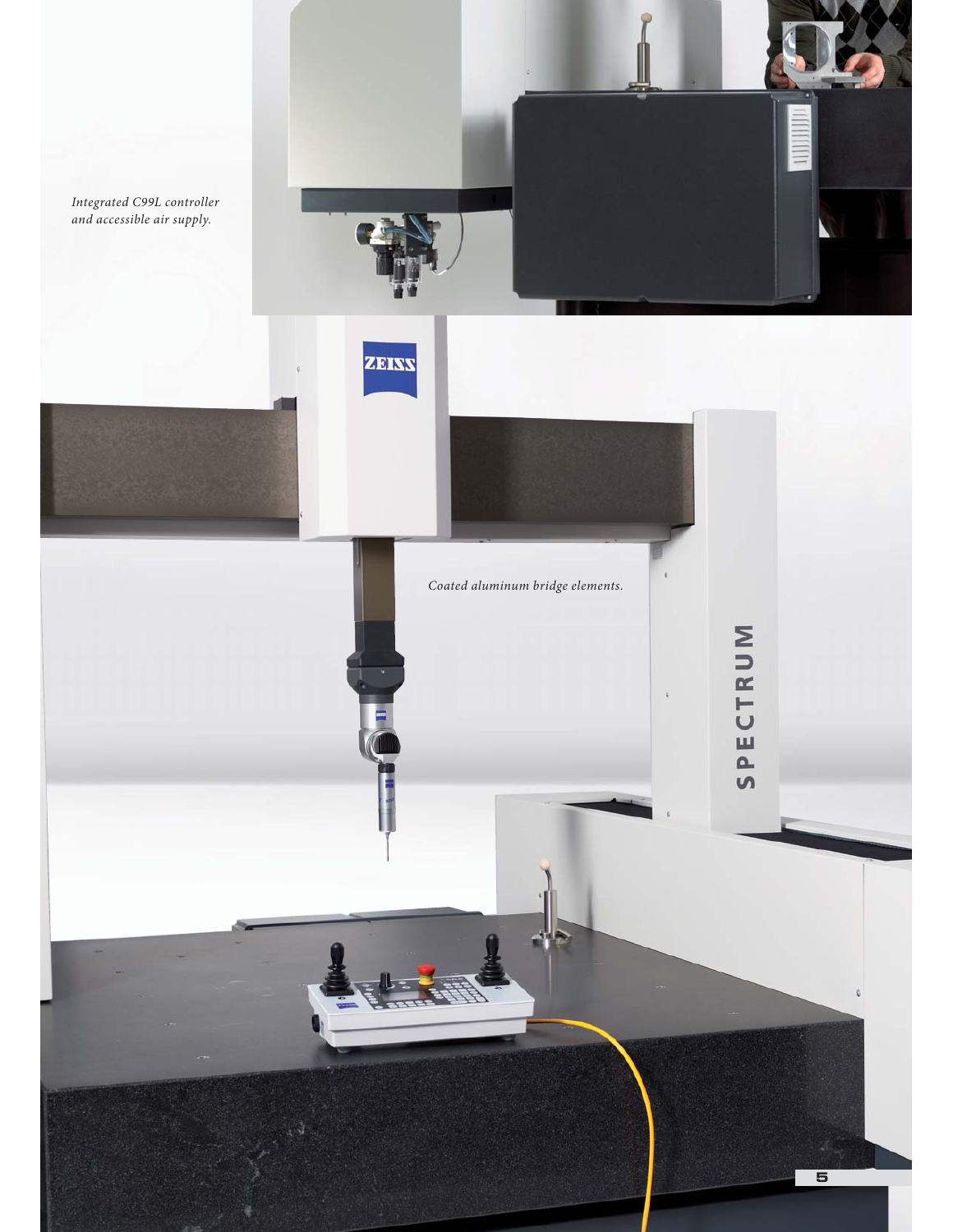*Integrated C99L controller and accessible air supply.*

*Coated aluminum bridge elements.*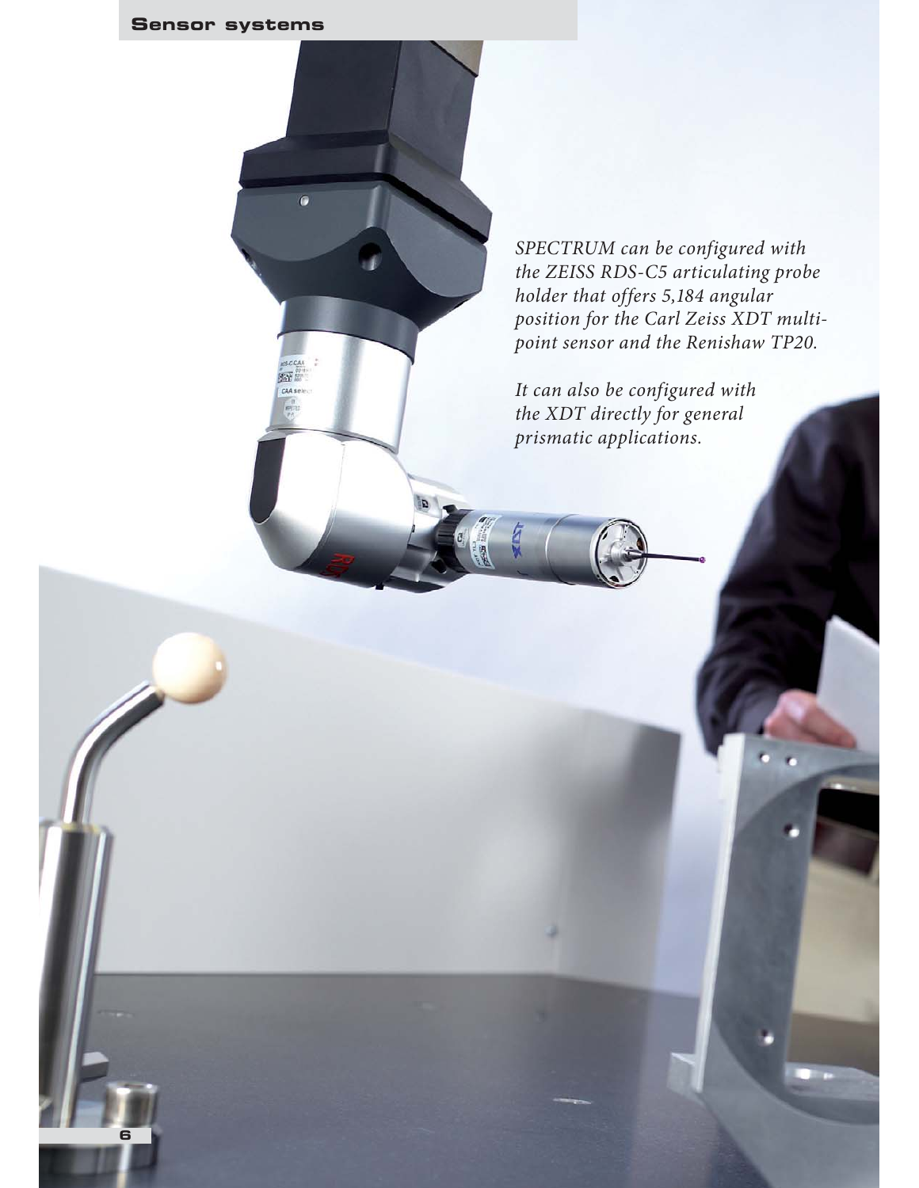*SPECTRUM can be configured with the ZEISS RDS-C5 articulating probe holder that offers 5,184 angular position for the Carl Zeiss XDT multi-point sensor and the Renishaw TP20.*

*It can also be configured with the XDT directly for general prismatic applications.*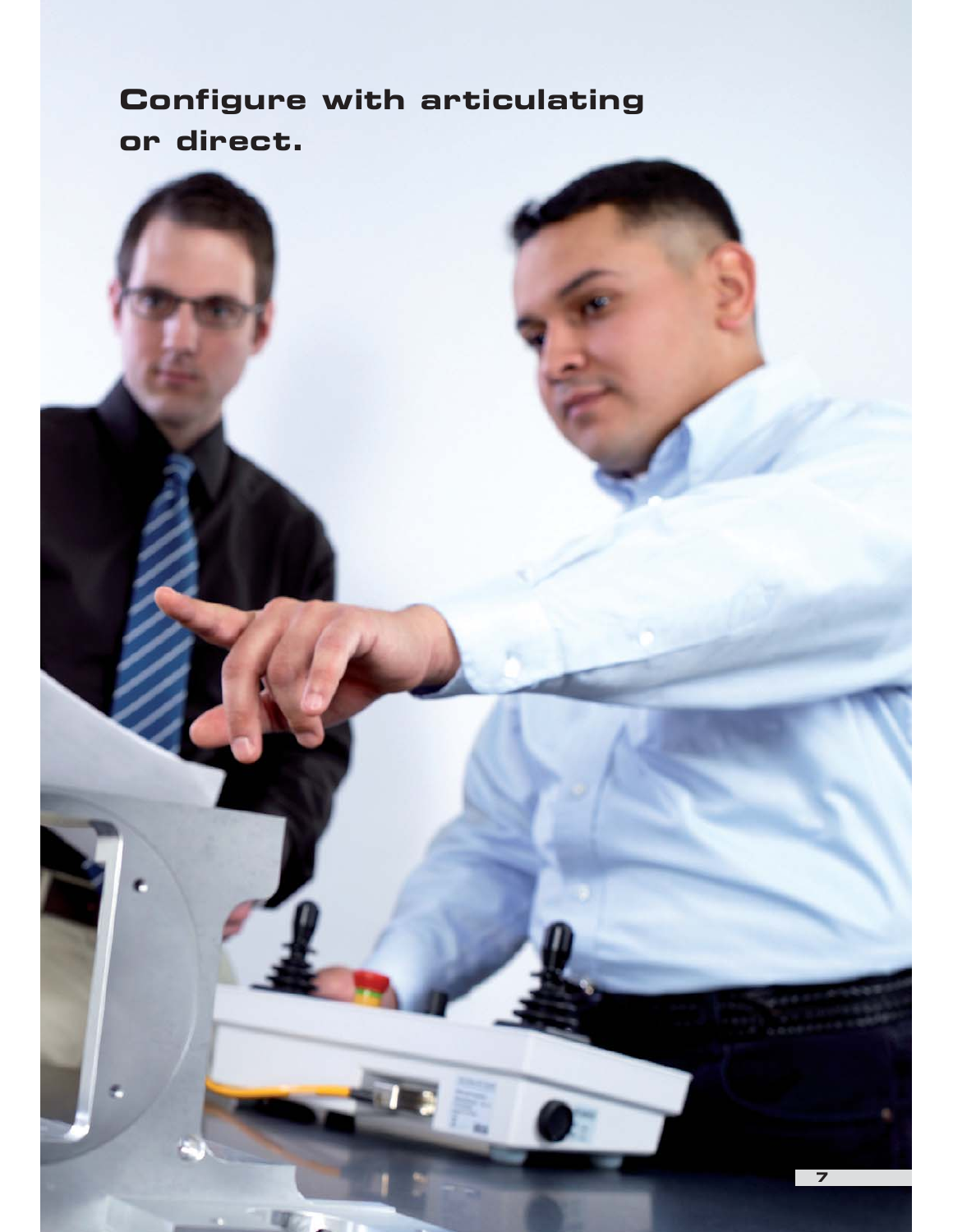# Configure with articulating or direct.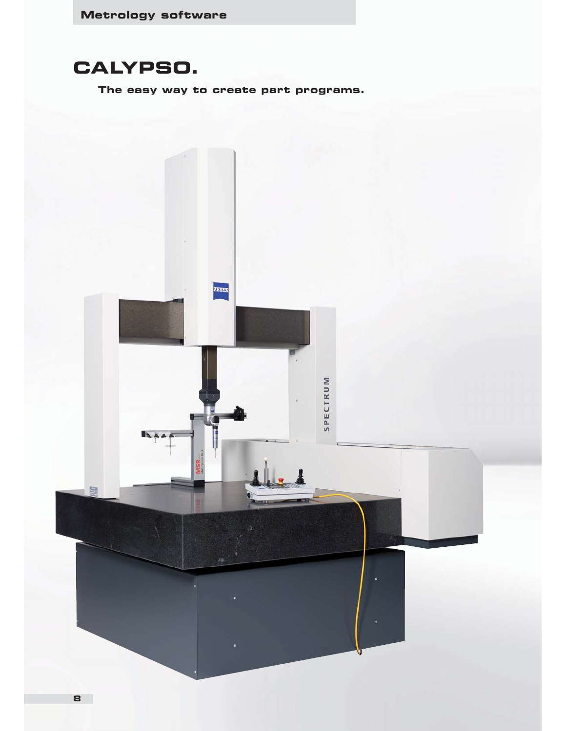# CALYPSO.

**The easy way to create part programs.**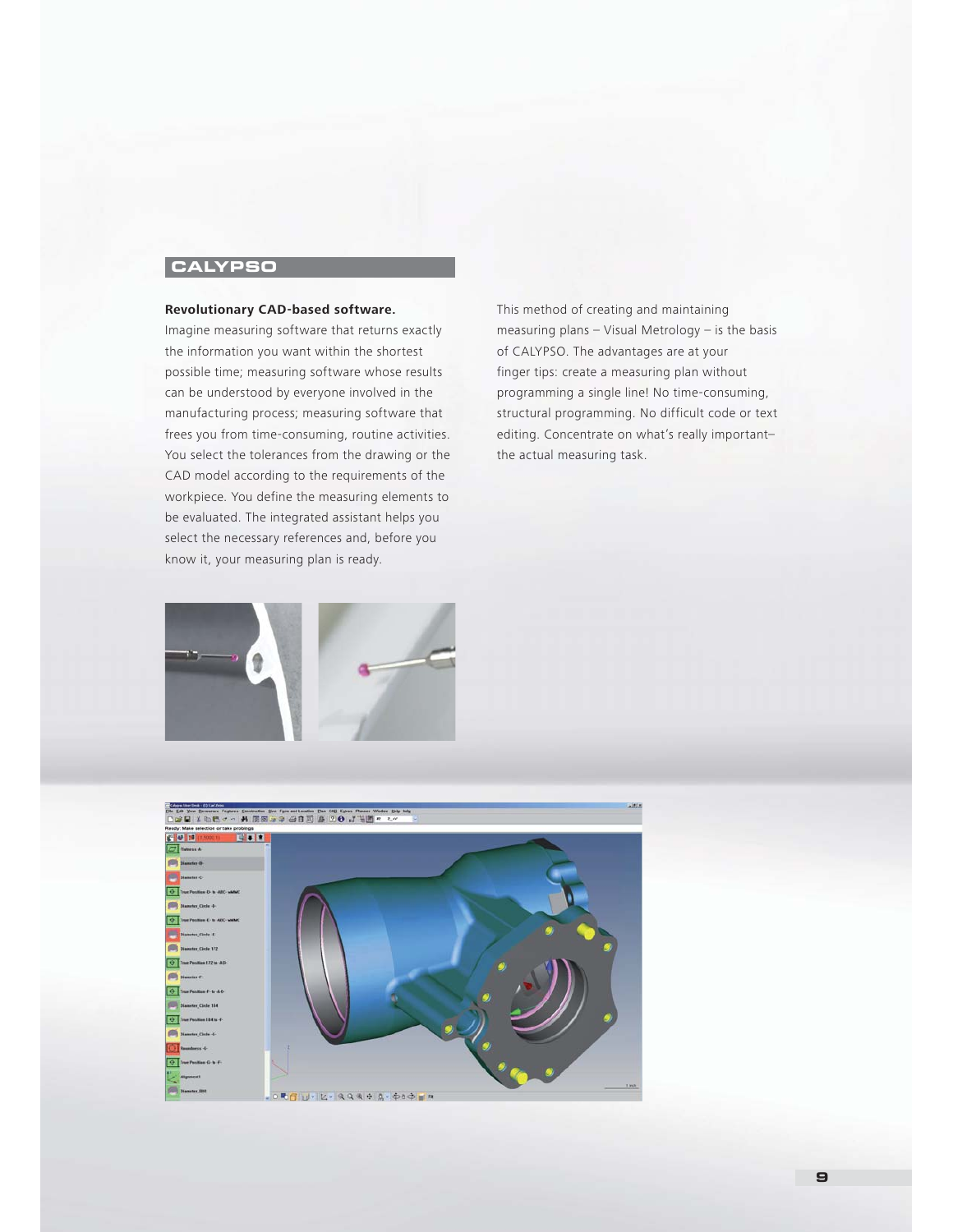## CALYPSO

**Revolutionary CAD-based software.**

Imagine measuring software that returns exactly the information you want within the shortest possible time; measuring software whose results can be understood by everyone involved in the manufacturing process; measuring software that frees you from time-consuming, routine activities. You select the tolerances from the drawing or the CAD model according to the requirements of the workpiece. You define the measuring elements to be evaluated. The integrated assistant helps you select the necessary references and, before you know it, your measuring plan is ready.

This method of creating and maintaining measuring plans – Visual Metrology – is the basis of CALYPSO. The advantages are at your finger tips: create a measuring plan without programming a single line! No time-consuming, structural programming. No difficult code or text editing. Concentrate on what's really important– the actual measuring task.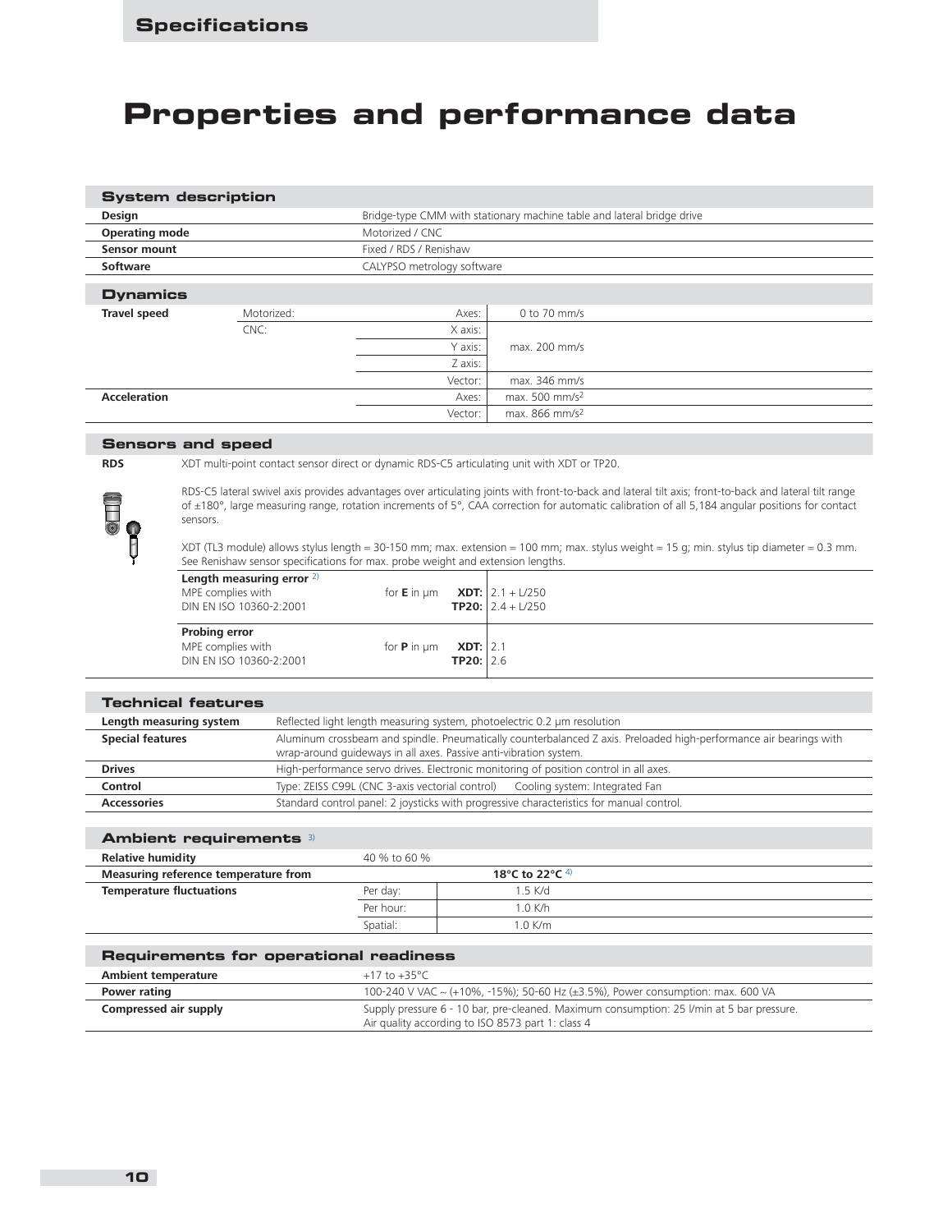# Properties and performance data

## System description

| | |
|---|---|
| **Design** | Bridge-type CMM with stationary machine table and lateral bridge drive |
| **Operating mode** | Motorized / CNC |
| **Sensor mount** | Fixed / RDS / Renishaw |
| **Software** | CALYPSO metrology software |

## Dynamics

| | | | |
|---|---|---|---|
| **Travel speed** | Motorized: | Axes: | 0 to 70 mm/s |
| | CNC: | X axis: | max. 200 mm/s |
| | | Y axis: | |
| | | Z axis: | |
| | | Vector: | max. 346 mm/s |
| **Acceleration** | | Axes: | max. 500 mm/s² |
| | | Vector: | max. 866 mm/s² |

## Sensors and speed

**RDS** XDT multi-point contact sensor direct or dynamic RDS-C5 articulating unit with XDT or TP20.

RDS-C5 lateral swivel axis provides advantages over articulating joints with front-to-back and lateral tilt axis; front-to-back and lateral tilt range of ±180°, large measuring range, rotation increments of 5°, CAA correction for automatic calibration of all 5,184 angular positions for contact sensors.

XDT (TL3 module) allows stylus length = 30-150 mm; max. extension = 100 mm; max. stylus weight = 15 g; min. stylus tip diameter = 0.3 mm. See Renishaw sensor specifications for max. probe weight and extension lengths.

| | | | |
|---|---|---|---|
| **Length measuring error** [2)]<br>MPE complies with<br>DIN EN ISO 10360-2:2001 | for **E** in µm | **XDT:**<br>**TP20:** | 2.1 + L/250<br>2.4 + L/250 |
| **Probing error**<br>MPE complies with<br>DIN EN ISO 10360-2:2001 | for **P** in µm | **XDT:**<br>**TP20:** | 2.1<br>2.6 |

## Technical features

| | |
|---|---|
| **Length measuring system** | Reflected light length measuring system, photoelectric 0.2 µm resolution |
| **Special features** | Aluminum crossbeam and spindle. Pneumatically counterbalanced Z axis. Preloaded high-performance air bearings with wrap-around guideways in all axes. Passive anti-vibration system. |
| **Drives** | High-performance servo drives. Electronic monitoring of position control in all axes. |
| **Control** | Type: ZEISS C99L (CNC 3-axis vectorial control) Cooling system: Integrated Fan |
| **Accessories** | Standard control panel: 2 joysticks with progressive characteristics for manual control. |

## Ambient requirements [3)]

| | | |
|---|---|---|
| **Relative humidity** | 40 % to 60 % | |
| **Measuring reference temperature from** | | **18°C to 22°C** [4)] |
| **Temperature fluctuations** | Per day: | 1.5 K/d |
| | Per hour: | 1.0 K/h |
| | Spatial: | 1.0 K/m |

## Requirements for operational readiness

| | |
|---|---|
| **Ambient temperature** | +17 to +35°C |
| **Power rating** | 100-240 V VAC ~ (+10%, -15%); 50-60 Hz (±3.5%), Power consumption: max. 600 VA |
| **Compressed air supply** | Supply pressure 6 - 10 bar, pre-cleaned. Maximum consumption: 25 l/min at 5 bar pressure. Air quality according to ISO 8573 part 1: class 4 |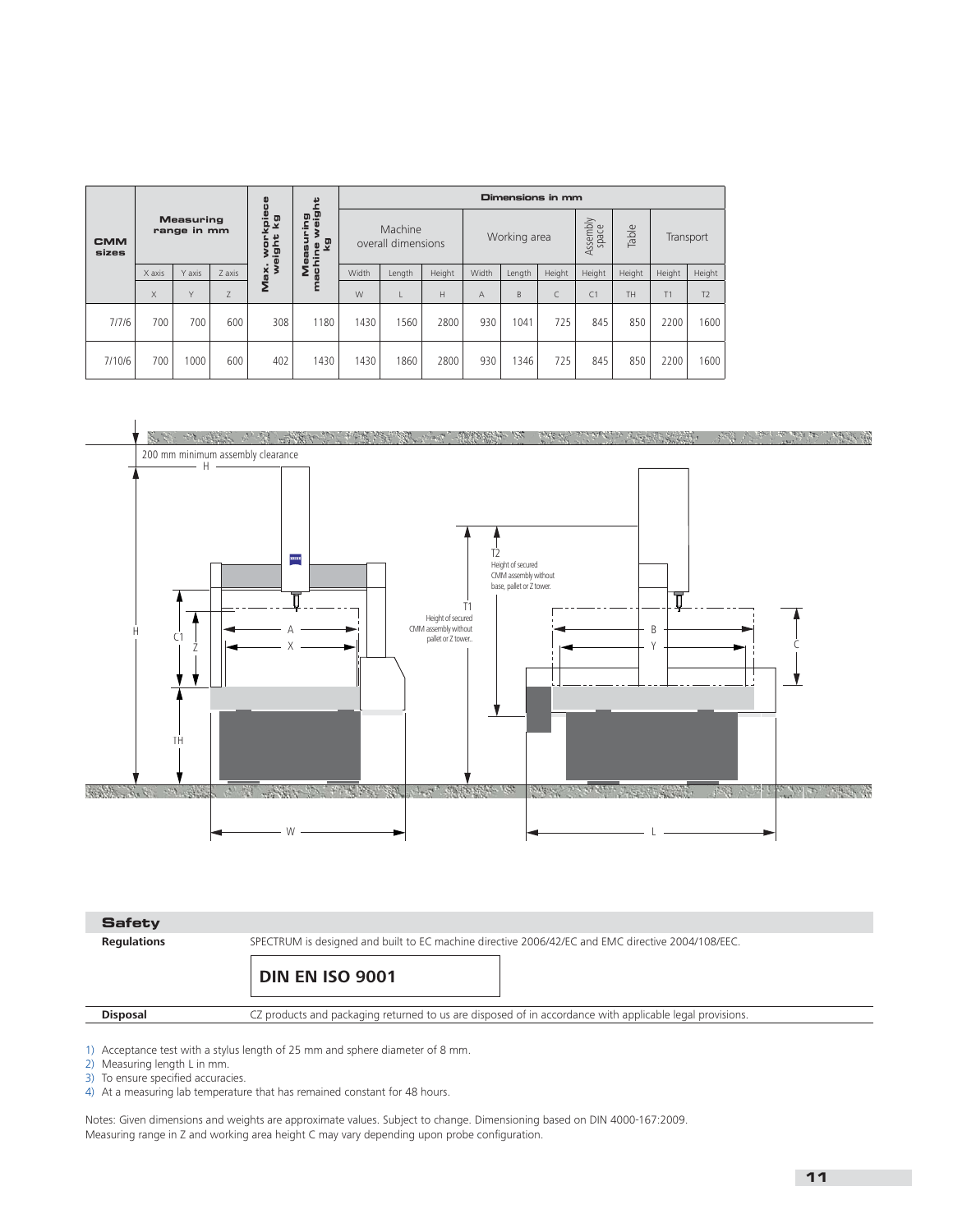| CMM sizes | Measuring range in mm | | | Max. workpiece weight kg | Measuring machine weight kg | Dimensions in mm | | | | | | | | | |
|---|---|---|---|---|---|---|---|---|---|---|---|---|---|---|---|
| | | | | | | Machine overall dimensions | | | Working area | | | Assembly space | Table | Transport | |
| | X axis | Y axis | Z axis | | | Width | Length | Height | Width | Length | Height | Height | Height | Height | Height |
| | X | Y | Z | | | W | L | H | A | B | C | C1 | TH | T1 | T2 |
| 7/7/6 | 700 | 700 | 600 | 308 | 1180 | 1430 | 1560 | 2800 | 930 | 1041 | 725 | 845 | 850 | 2200 | 1600 |
| 7/10/6 | 700 | 1000 | 600 | 402 | 1430 | 1430 | 1860 | 2800 | 930 | 1346 | 725 | 845 | 850 | 2200 | 1600 |

200 mm minimum assembly clearance

T1 Height of secured CMM assembly without pallet or Z tower..

T2 Height of secured CMM assembly without base, pallet or Z tower.

## Safety

**Regulations** SPECTRUM is designed and built to EC machine directive 2006/42/EC and EMC directive 2004/108/EEC.

**DIN EN ISO 9001**

**Disposal** CZ products and packaging returned to us are disposed of in accordance with applicable legal provisions.

1) Acceptance test with a stylus length of 25 mm and sphere diameter of 8 mm.
2) Measuring length L in mm.
3) To ensure specified accuracies.
4) At a measuring lab temperature that has remained constant for 48 hours.

Notes: Given dimensions and weights are approximate values. Subject to change. Dimensioning based on DIN 4000-167:2009.
Measuring range in Z and working area height C may vary depending upon probe configuration.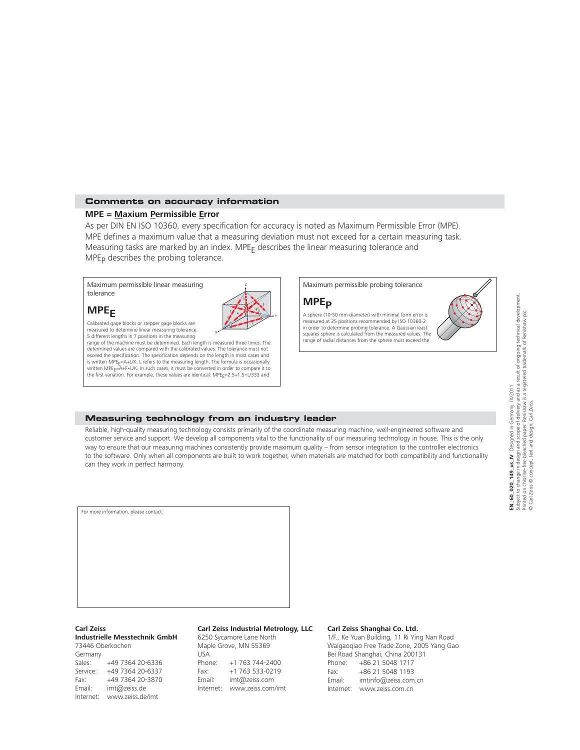## Comments on accuracy information

**MPE = Maxium Permissible Error**

As per DIN EN ISO 10360, every specification for accuracy is noted as Maximum Permissible Error (MPE). MPE defines a maximum value that a measuring deviation must not exceed for a certain measuring task. Measuring tasks are marked by an index. $MPE_E$ describes the linear measuring tolerance and $MPE_P$ describes the probing tolerance.

Maximum permissible linear measuring tolerance

### $MPE_E$

Calibrated gage blocks or stepper gage blocks are measured to determine linear measuring tolerance. 5 different lengths in 7 positions in the measuring range of the machine must be determined. Each length is measured three times. The determined values are compared with the calibrated values. The tolerance must not exceed the specification. The specification depends on the length in most cases and is written $MPE_E$=A+L/K. L refers to the measuring length. The formula is occasionally written $MPE_E$=A+F•L/K. In such cases, it must be converted in order to compare it to the first variation. For example, these values are identical: $MPE_E$=2.5+1.5•L/333 and

Maximum permissible probing tolerance

### $MPE_P$

A sphere (10-50 mm diameter) with minimal form error is measured at 25 positions recommended by ISO 10360-2 in order to determine probing tolerance. A Gaussian least squares sphere is calculated from the measured values. The range of radial distances from the sphere must exceed the

## Measuring technology from an industry leader

Reliable, high-quality measuring technology consists primarily of the coordinate measuring machine, well-engineered software and customer service and support. We develop all components vital to the functionality of our measuring technology in house. This is the only way to ensure that our measuring machines consistently provide maximum quality – from sensor integration to the controller electronics to the software. Only when all components are built to work together, when materials are matched for both compatibility and functionality can they work in perfect harmony.

For more information, please contact:

**Carl Zeiss**
**Industrielle Messtechnik GmbH**
73446 Oberkochen
Germany
Sales: +49 7364 20-6336
Service: +49 7364 20-6337
Fax: +49 7364 20-3870
Email: imt@zeiss.de
Internet: www.zeiss.de/imt

**Carl Zeiss Industrial Metrology, LLC**
6250 Sycamore Lane North
Maple Grove, MN 55369
USA
Phone: +1 763 744-2400
Fax: +1 763 533-0219
Email: imt@zeiss.com
Internet: www.zeiss.com/imt

**Carl Zeiss Shanghai Co. Ltd.**
1/F., Ke Yuan Building, 11 Ri Ying Nan Road
Waigaoqiao Free Trade Zone, 2005 Yang Gao
Bei Road Shanghai, China 200131
Phone: +86 21 5048 1717
Fax: +86 21 5048 1193
Email: imtinfo@zeiss.com.cn
Internet: www.zeiss.com.cn

**EN_60_020_149_us_IV** Designed in Germany IX/2011
Subject to change in design and scope of delivery and as a result of ongoing technical development.
Printed on chlorine-free bleached paper. Renishaw is a registered trademark of Renishaw plc.
© Carl Zeiss © concept, text and design: Carl Zeiss.